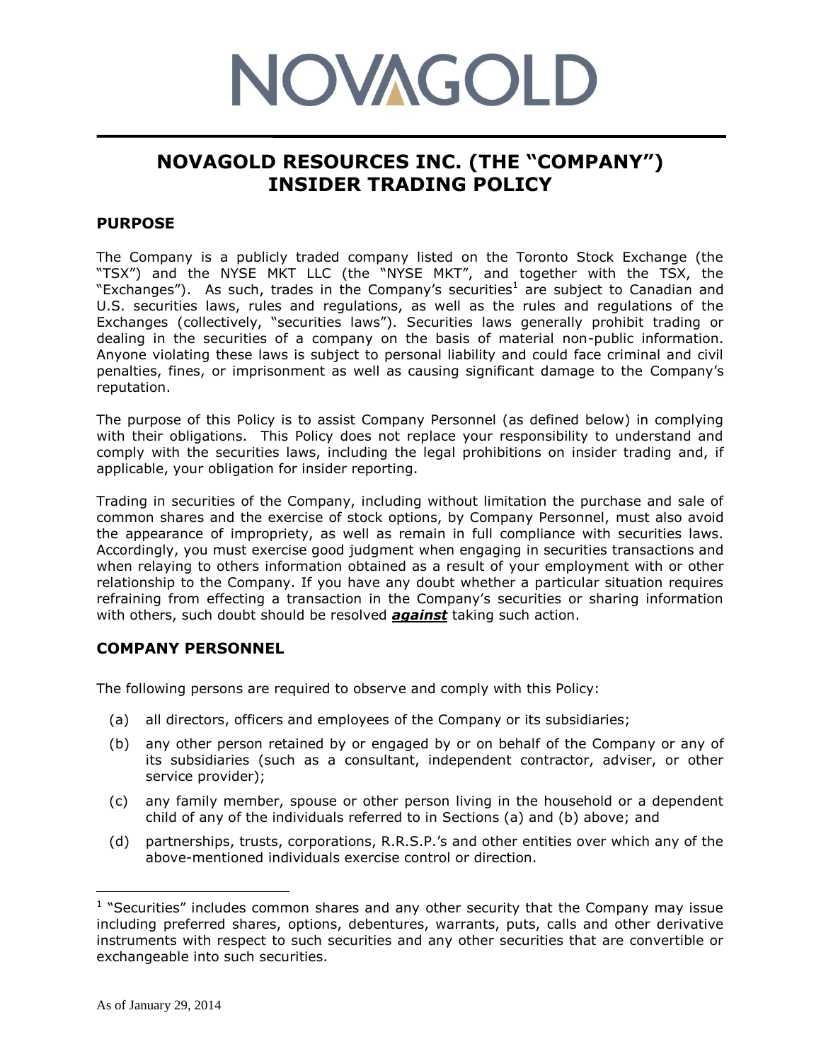NOVAGOLD

# NOVAGOLD RESOURCES INC. (THE "COMPANY") INSIDER TRADING POLICY

## PURPOSE

The Company is a publicly traded company listed on the Toronto Stock Exchange (the "TSX") and the NYSE MKT LLC (the "NYSE MKT", and together with the TSX, the "Exchanges"). As such, trades in the Company's securities[1] are subject to Canadian and U.S. securities laws, rules and regulations, as well as the rules and regulations of the Exchanges (collectively, "securities laws"). Securities laws generally prohibit trading or dealing in the securities of a company on the basis of material non-public information. Anyone violating these laws is subject to personal liability and could face criminal and civil penalties, fines, or imprisonment as well as causing significant damage to the Company's reputation.

The purpose of this Policy is to assist Company Personnel (as defined below) in complying with their obligations. This Policy does not replace your responsibility to understand and comply with the securities laws, including the legal prohibitions on insider trading and, if applicable, your obligation for insider reporting.

Trading in securities of the Company, including without limitation the purchase and sale of common shares and the exercise of stock options, by Company Personnel, must also avoid the appearance of impropriety, as well as remain in full compliance with securities laws. Accordingly, you must exercise good judgment when engaging in securities transactions and when relaying to others information obtained as a result of your employment with or other relationship to the Company. If you have any doubt whether a particular situation requires refraining from effecting a transaction in the Company's securities or sharing information with others, such doubt should be resolved ***against*** taking such action.

## COMPANY PERSONNEL

The following persons are required to observe and comply with this Policy:

(a) all directors, officers and employees of the Company or its subsidiaries;

(b) any other person retained by or engaged by or on behalf of the Company or any of its subsidiaries (such as a consultant, independent contractor, adviser, or other service provider);

(c) any family member, spouse or other person living in the household or a dependent child of any of the individuals referred to in Sections (a) and (b) above; and

(d) partnerships, trusts, corporations, R.R.S.P.'s and other entities over which any of the above-mentioned individuals exercise control or direction.

[1] "Securities" includes common shares and any other security that the Company may issue including preferred shares, options, debentures, warrants, puts, calls and other derivative instruments with respect to such securities and any other securities that are convertible or exchangeable into such securities.

As of January 29, 2014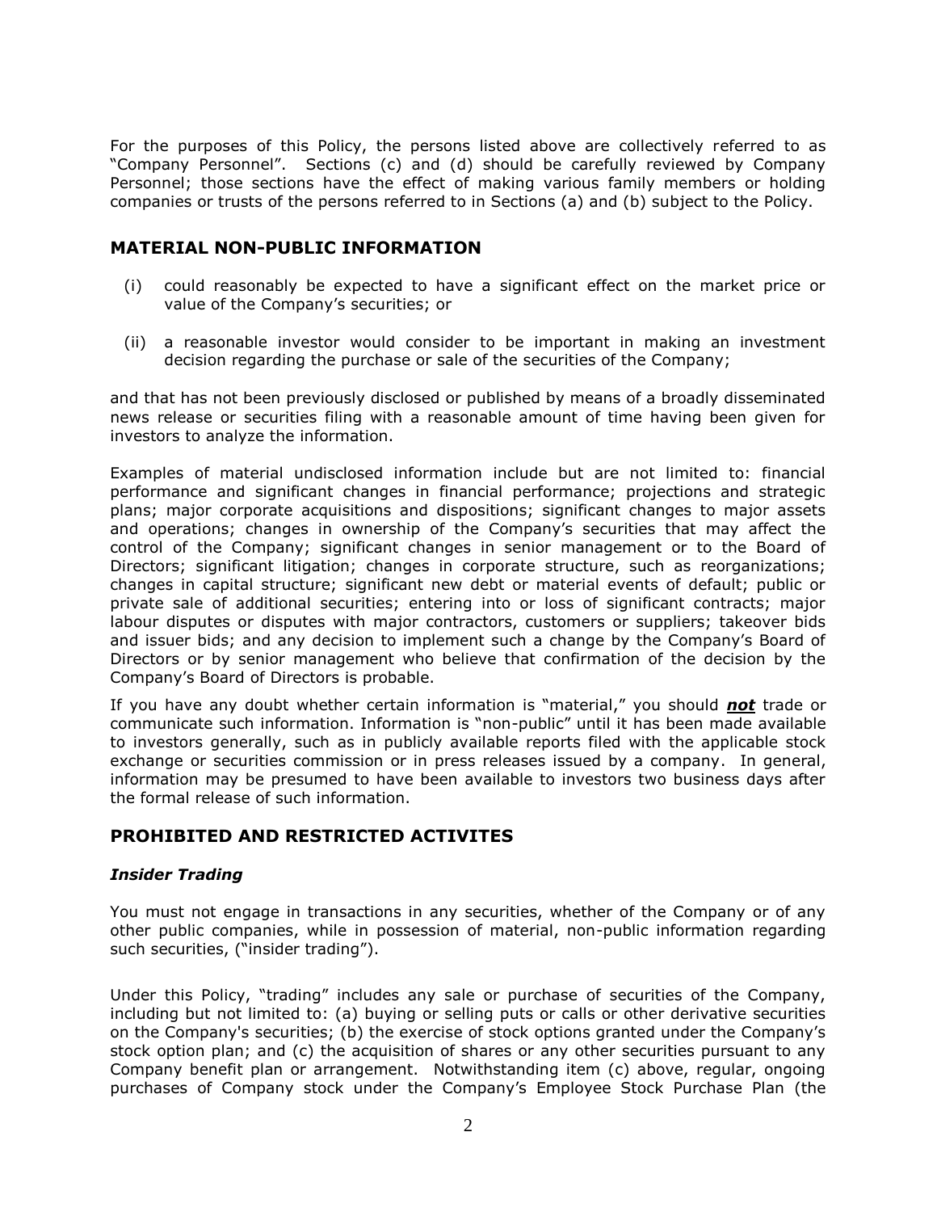For the purposes of this Policy, the persons listed above are collectively referred to as "Company Personnel". Sections (c) and (d) should be carefully reviewed by Company Personnel; those sections have the effect of making various family members or holding companies or trusts of the persons referred to in Sections (a) and (b) subject to the Policy.

## MATERIAL NON-PUBLIC INFORMATION

(i) could reasonably be expected to have a significant effect on the market price or value of the Company's securities; or

(ii) a reasonable investor would consider to be important in making an investment decision regarding the purchase or sale of the securities of the Company;

and that has not been previously disclosed or published by means of a broadly disseminated news release or securities filing with a reasonable amount of time having been given for investors to analyze the information.

Examples of material undisclosed information include but are not limited to: financial performance and significant changes in financial performance; projections and strategic plans; major corporate acquisitions and dispositions; significant changes to major assets and operations; changes in ownership of the Company's securities that may affect the control of the Company; significant changes in senior management or to the Board of Directors; significant litigation; changes in corporate structure, such as reorganizations; changes in capital structure; significant new debt or material events of default; public or private sale of additional securities; entering into or loss of significant contracts; major labour disputes or disputes with major contractors, customers or suppliers; takeover bids and issuer bids; and any decision to implement such a change by the Company's Board of Directors or by senior management who believe that confirmation of the decision by the Company's Board of Directors is probable.

If you have any doubt whether certain information is "material," you should ***not*** trade or communicate such information. Information is "non-public" until it has been made available to investors generally, such as in publicly available reports filed with the applicable stock exchange or securities commission or in press releases issued by a company. In general, information may be presumed to have been available to investors two business days after the formal release of such information.

## PROHIBITED AND RESTRICTED ACTIVITES

### *Insider Trading*

You must not engage in transactions in any securities, whether of the Company or of any other public companies, while in possession of material, non-public information regarding such securities, ("insider trading").

Under this Policy, "trading" includes any sale or purchase of securities of the Company, including but not limited to: (a) buying or selling puts or calls or other derivative securities on the Company's securities; (b) the exercise of stock options granted under the Company's stock option plan; and (c) the acquisition of shares or any other securities pursuant to any Company benefit plan or arrangement. Notwithstanding item (c) above, regular, ongoing purchases of Company stock under the Company's Employee Stock Purchase Plan (the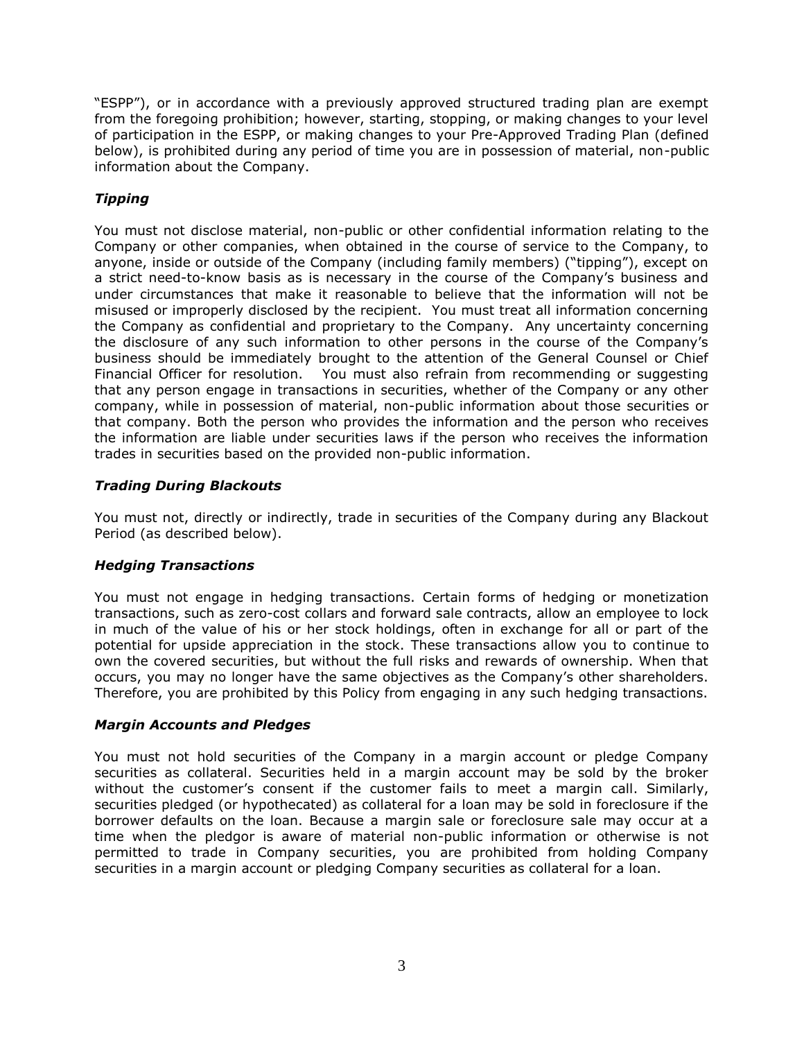"ESPP"), or in accordance with a previously approved structured trading plan are exempt from the foregoing prohibition; however, starting, stopping, or making changes to your level of participation in the ESPP, or making changes to your Pre-Approved Trading Plan (defined below), is prohibited during any period of time you are in possession of material, non-public information about the Company.

### *Tipping*

You must not disclose material, non-public or other confidential information relating to the Company or other companies, when obtained in the course of service to the Company, to anyone, inside or outside of the Company (including family members) ("tipping"), except on a strict need-to-know basis as is necessary in the course of the Company's business and under circumstances that make it reasonable to believe that the information will not be misused or improperly disclosed by the recipient. You must treat all information concerning the Company as confidential and proprietary to the Company. Any uncertainty concerning the disclosure of any such information to other persons in the course of the Company's business should be immediately brought to the attention of the General Counsel or Chief Financial Officer for resolution. You must also refrain from recommending or suggesting that any person engage in transactions in securities, whether of the Company or any other company, while in possession of material, non-public information about those securities or that company. Both the person who provides the information and the person who receives the information are liable under securities laws if the person who receives the information trades in securities based on the provided non-public information.

### *Trading During Blackouts*

You must not, directly or indirectly, trade in securities of the Company during any Blackout Period (as described below).

### *Hedging Transactions*

You must not engage in hedging transactions. Certain forms of hedging or monetization transactions, such as zero-cost collars and forward sale contracts, allow an employee to lock in much of the value of his or her stock holdings, often in exchange for all or part of the potential for upside appreciation in the stock. These transactions allow you to continue to own the covered securities, but without the full risks and rewards of ownership. When that occurs, you may no longer have the same objectives as the Company's other shareholders. Therefore, you are prohibited by this Policy from engaging in any such hedging transactions.

### *Margin Accounts and Pledges*

You must not hold securities of the Company in a margin account or pledge Company securities as collateral. Securities held in a margin account may be sold by the broker without the customer's consent if the customer fails to meet a margin call. Similarly, securities pledged (or hypothecated) as collateral for a loan may be sold in foreclosure if the borrower defaults on the loan. Because a margin sale or foreclosure sale may occur at a time when the pledgor is aware of material non-public information or otherwise is not permitted to trade in Company securities, you are prohibited from holding Company securities in a margin account or pledging Company securities as collateral for a loan.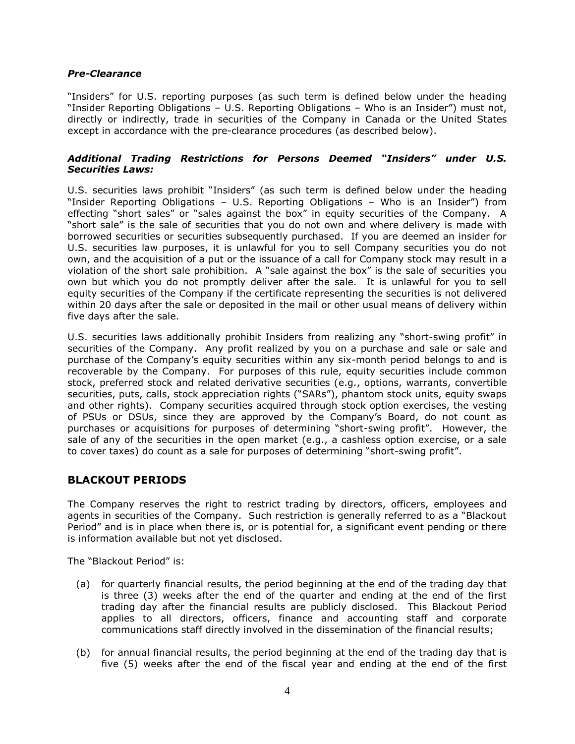***Pre-Clearance***

"Insiders" for U.S. reporting purposes (as such term is defined below under the heading "Insider Reporting Obligations – U.S. Reporting Obligations – Who is an Insider") must not, directly or indirectly, trade in securities of the Company in Canada or the United States except in accordance with the pre-clearance procedures (as described below).

***Additional Trading Restrictions for Persons Deemed "Insiders" under U.S. Securities Laws:***

U.S. securities laws prohibit "Insiders" (as such term is defined below under the heading "Insider Reporting Obligations – U.S. Reporting Obligations – Who is an Insider") from effecting "short sales" or "sales against the box" in equity securities of the Company. A "short sale" is the sale of securities that you do not own and where delivery is made with borrowed securities or securities subsequently purchased. If you are deemed an insider for U.S. securities law purposes, it is unlawful for you to sell Company securities you do not own, and the acquisition of a put or the issuance of a call for Company stock may result in a violation of the short sale prohibition. A "sale against the box" is the sale of securities you own but which you do not promptly deliver after the sale. It is unlawful for you to sell equity securities of the Company if the certificate representing the securities is not delivered within 20 days after the sale or deposited in the mail or other usual means of delivery within five days after the sale.

U.S. securities laws additionally prohibit Insiders from realizing any "short-swing profit" in securities of the Company. Any profit realized by you on a purchase and sale or sale and purchase of the Company's equity securities within any six-month period belongs to and is recoverable by the Company. For purposes of this rule, equity securities include common stock, preferred stock and related derivative securities (e.g., options, warrants, convertible securities, puts, calls, stock appreciation rights ("SARs"), phantom stock units, equity swaps and other rights). Company securities acquired through stock option exercises, the vesting of PSUs or DSUs, since they are approved by the Company's Board, do not count as purchases or acquisitions for purposes of determining "short-swing profit". However, the sale of any of the securities in the open market (e.g., a cashless option exercise, or a sale to cover taxes) do count as a sale for purposes of determining "short-swing profit".

## BLACKOUT PERIODS

The Company reserves the right to restrict trading by directors, officers, employees and agents in securities of the Company. Such restriction is generally referred to as a "Blackout Period" and is in place when there is, or is potential for, a significant event pending or there is information available but not yet disclosed.

The "Blackout Period" is:

(a) for quarterly financial results, the period beginning at the end of the trading day that is three (3) weeks after the end of the quarter and ending at the end of the first trading day after the financial results are publicly disclosed. This Blackout Period applies to all directors, officers, finance and accounting staff and corporate communications staff directly involved in the dissemination of the financial results;

(b) for annual financial results, the period beginning at the end of the trading day that is five (5) weeks after the end of the fiscal year and ending at the end of the first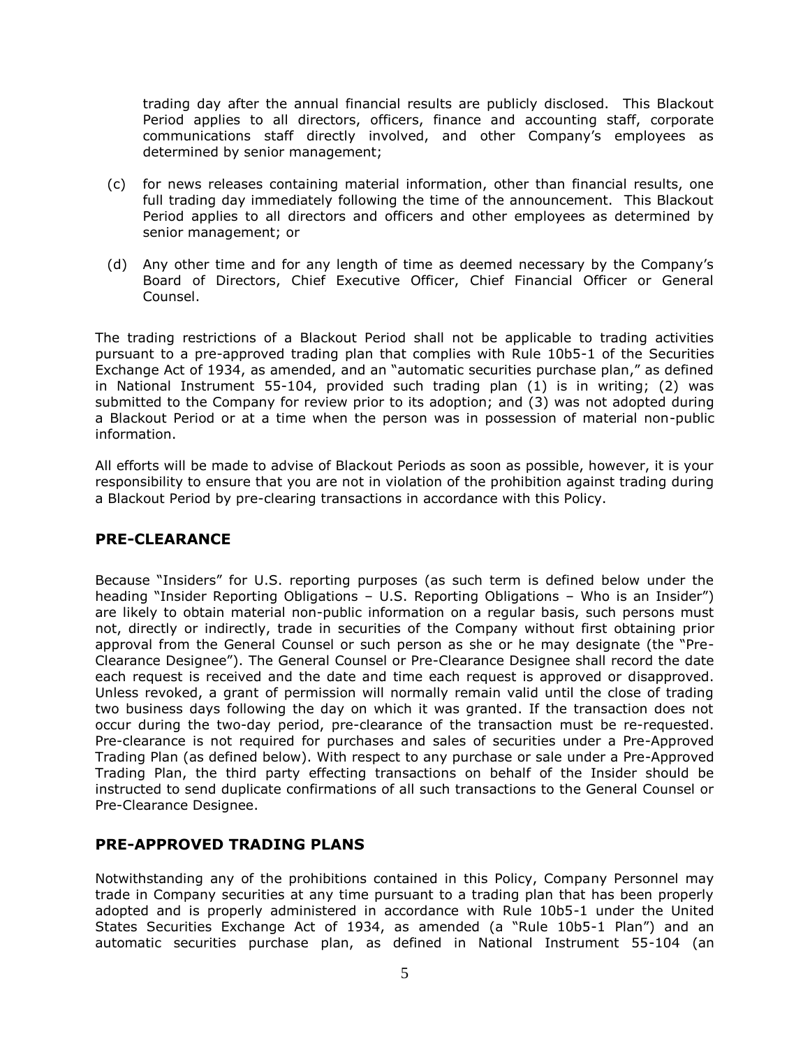trading day after the annual financial results are publicly disclosed. This Blackout Period applies to all directors, officers, finance and accounting staff, corporate communications staff directly involved, and other Company's employees as determined by senior management;

(c) for news releases containing material information, other than financial results, one full trading day immediately following the time of the announcement. This Blackout Period applies to all directors and officers and other employees as determined by senior management; or

(d) Any other time and for any length of time as deemed necessary by the Company's Board of Directors, Chief Executive Officer, Chief Financial Officer or General Counsel.

The trading restrictions of a Blackout Period shall not be applicable to trading activities pursuant to a pre-approved trading plan that complies with Rule 10b5-1 of the Securities Exchange Act of 1934, as amended, and an "automatic securities purchase plan," as defined in National Instrument 55-104, provided such trading plan (1) is in writing; (2) was submitted to the Company for review prior to its adoption; and (3) was not adopted during a Blackout Period or at a time when the person was in possession of material non-public information.

All efforts will be made to advise of Blackout Periods as soon as possible, however, it is your responsibility to ensure that you are not in violation of the prohibition against trading during a Blackout Period by pre-clearing transactions in accordance with this Policy.

## PRE-CLEARANCE

Because "Insiders" for U.S. reporting purposes (as such term is defined below under the heading "Insider Reporting Obligations – U.S. Reporting Obligations – Who is an Insider") are likely to obtain material non-public information on a regular basis, such persons must not, directly or indirectly, trade in securities of the Company without first obtaining prior approval from the General Counsel or such person as she or he may designate (the "Pre-Clearance Designee"). The General Counsel or Pre-Clearance Designee shall record the date each request is received and the date and time each request is approved or disapproved. Unless revoked, a grant of permission will normally remain valid until the close of trading two business days following the day on which it was granted. If the transaction does not occur during the two-day period, pre-clearance of the transaction must be re-requested. Pre-clearance is not required for purchases and sales of securities under a Pre-Approved Trading Plan (as defined below). With respect to any purchase or sale under a Pre-Approved Trading Plan, the third party effecting transactions on behalf of the Insider should be instructed to send duplicate confirmations of all such transactions to the General Counsel or Pre-Clearance Designee.

## PRE-APPROVED TRADING PLANS

Notwithstanding any of the prohibitions contained in this Policy, Company Personnel may trade in Company securities at any time pursuant to a trading plan that has been properly adopted and is properly administered in accordance with Rule 10b5-1 under the United States Securities Exchange Act of 1934, as amended (a "Rule 10b5-1 Plan") and an automatic securities purchase plan, as defined in National Instrument 55-104 (an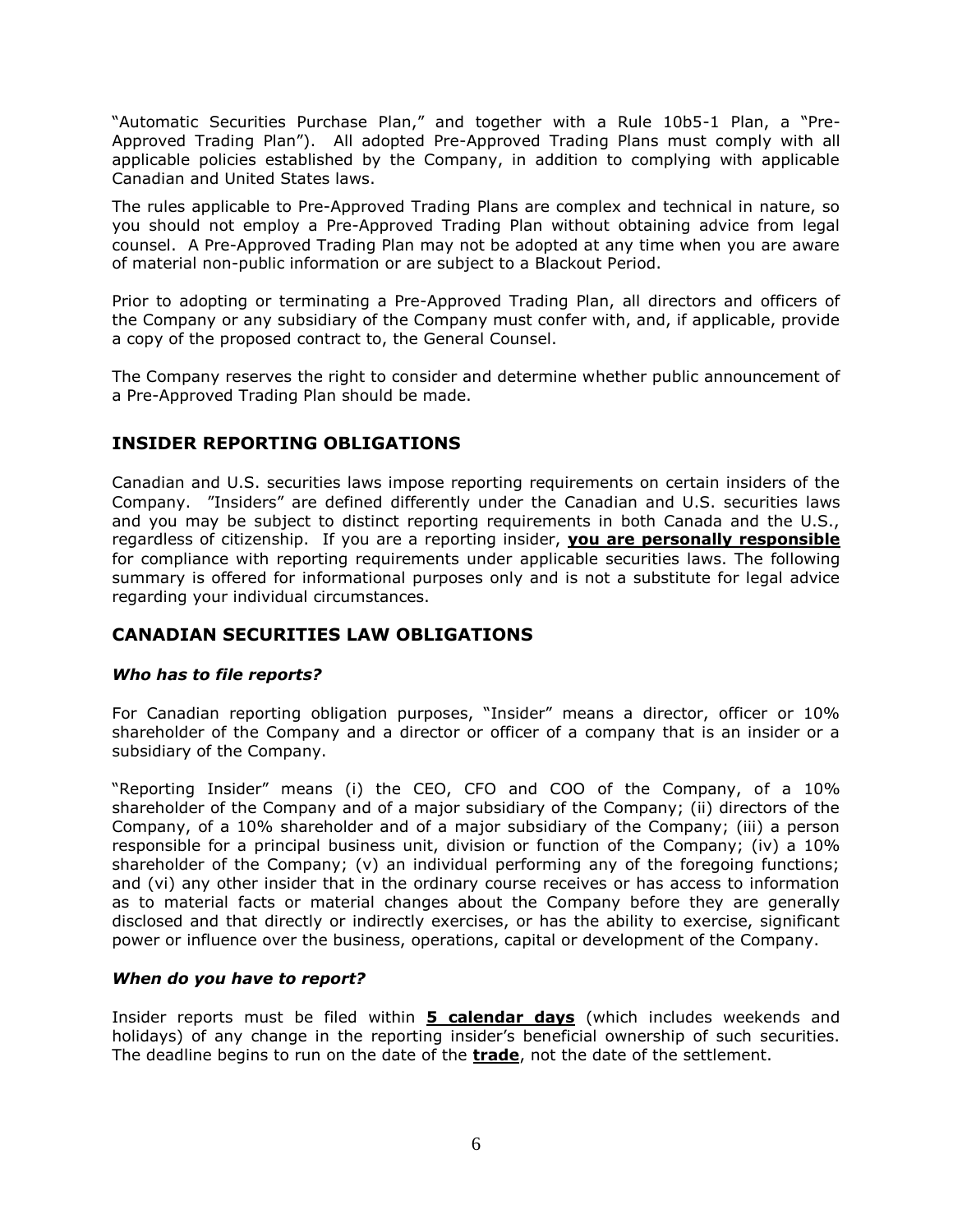"Automatic Securities Purchase Plan," and together with a Rule 10b5-1 Plan, a "Pre-Approved Trading Plan"). All adopted Pre-Approved Trading Plans must comply with all applicable policies established by the Company, in addition to complying with applicable Canadian and United States laws.

The rules applicable to Pre-Approved Trading Plans are complex and technical in nature, so you should not employ a Pre-Approved Trading Plan without obtaining advice from legal counsel. A Pre-Approved Trading Plan may not be adopted at any time when you are aware of material non-public information or are subject to a Blackout Period.

Prior to adopting or terminating a Pre-Approved Trading Plan, all directors and officers of the Company or any subsidiary of the Company must confer with, and, if applicable, provide a copy of the proposed contract to, the General Counsel.

The Company reserves the right to consider and determine whether public announcement of a Pre-Approved Trading Plan should be made.

## INSIDER REPORTING OBLIGATIONS

Canadian and U.S. securities laws impose reporting requirements on certain insiders of the Company. "Insiders" are defined differently under the Canadian and U.S. securities laws and you may be subject to distinct reporting requirements in both Canada and the U.S., regardless of citizenship. If you are a reporting insider, **you are personally responsible** for compliance with reporting requirements under applicable securities laws. The following summary is offered for informational purposes only and is not a substitute for legal advice regarding your individual circumstances.

## CANADIAN SECURITIES LAW OBLIGATIONS

### *Who has to file reports?*

For Canadian reporting obligation purposes, "Insider" means a director, officer or 10% shareholder of the Company and a director or officer of a company that is an insider or a subsidiary of the Company.

"Reporting Insider" means (i) the CEO, CFO and COO of the Company, of a 10% shareholder of the Company and of a major subsidiary of the Company; (ii) directors of the Company, of a 10% shareholder and of a major subsidiary of the Company; (iii) a person responsible for a principal business unit, division or function of the Company; (iv) a 10% shareholder of the Company; (v) an individual performing any of the foregoing functions; and (vi) any other insider that in the ordinary course receives or has access to information as to material facts or material changes about the Company before they are generally disclosed and that directly or indirectly exercises, or has the ability to exercise, significant power or influence over the business, operations, capital or development of the Company.

### *When do you have to report?*

Insider reports must be filed within **5 calendar days** (which includes weekends and holidays) of any change in the reporting insider's beneficial ownership of such securities. The deadline begins to run on the date of the **trade**, not the date of the settlement.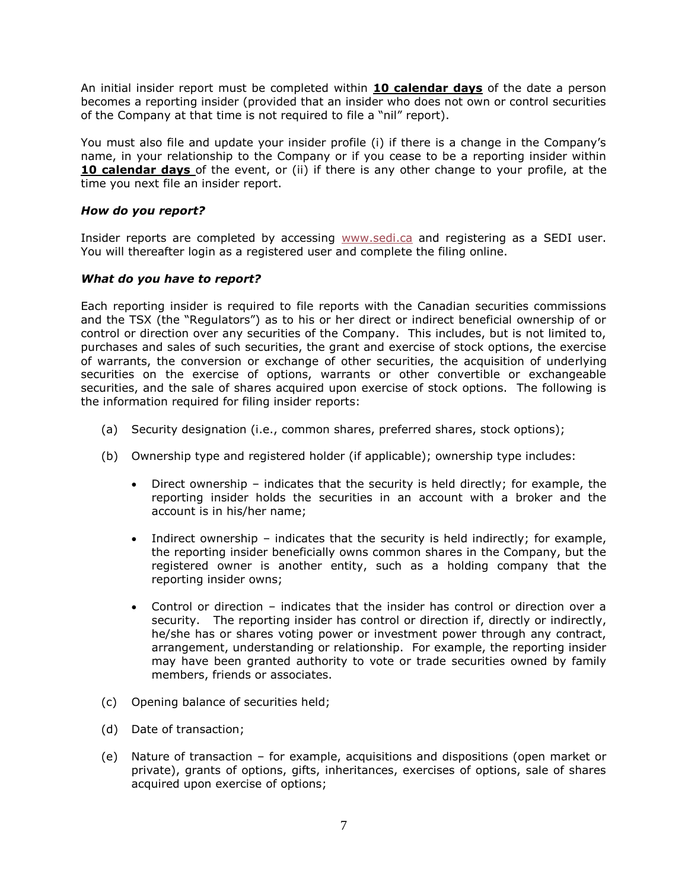An initial insider report must be completed within **10 calendar days** of the date a person becomes a reporting insider (provided that an insider who does not own or control securities of the Company at that time is not required to file a "nil" report).

You must also file and update your insider profile (i) if there is a change in the Company's name, in your relationship to the Company or if you cease to be a reporting insider within **10 calendar days** of the event, or (ii) if there is any other change to your profile, at the time you next file an insider report.

### *How do you report?*

Insider reports are completed by accessing www.sedi.ca and registering as a SEDI user. You will thereafter login as a registered user and complete the filing online.

### *What do you have to report?*

Each reporting insider is required to file reports with the Canadian securities commissions and the TSX (the "Regulators") as to his or her direct or indirect beneficial ownership of or control or direction over any securities of the Company. This includes, but is not limited to, purchases and sales of such securities, the grant and exercise of stock options, the exercise of warrants, the conversion or exchange of other securities, the acquisition of underlying securities on the exercise of options, warrants or other convertible or exchangeable securities, and the sale of shares acquired upon exercise of stock options. The following is the information required for filing insider reports:

(a) Security designation (i.e., common shares, preferred shares, stock options);

(b) Ownership type and registered holder (if applicable); ownership type includes:

- Direct ownership – indicates that the security is held directly; for example, the reporting insider holds the securities in an account with a broker and the account is in his/her name;
- Indirect ownership – indicates that the security is held indirectly; for example, the reporting insider beneficially owns common shares in the Company, but the registered owner is another entity, such as a holding company that the reporting insider owns;
- Control or direction – indicates that the insider has control or direction over a security. The reporting insider has control or direction if, directly or indirectly, he/she has or shares voting power or investment power through any contract, arrangement, understanding or relationship. For example, the reporting insider may have been granted authority to vote or trade securities owned by family members, friends or associates.

(c) Opening balance of securities held;

(d) Date of transaction;

(e) Nature of transaction – for example, acquisitions and dispositions (open market or private), grants of options, gifts, inheritances, exercises of options, sale of shares acquired upon exercise of options;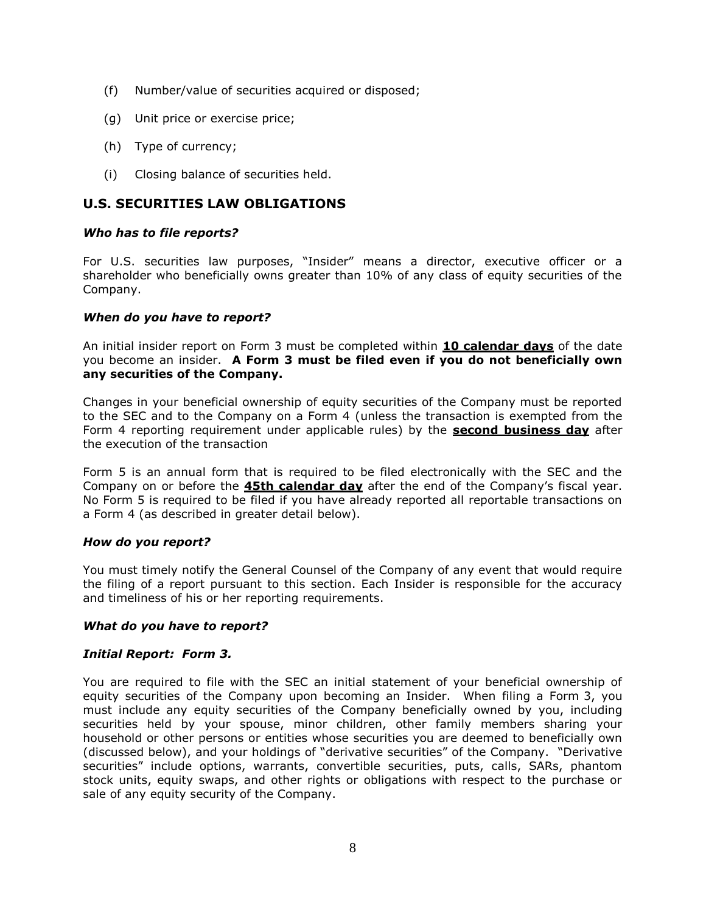(f) Number/value of securities acquired or disposed;

(g) Unit price or exercise price;

(h) Type of currency;

(i) Closing balance of securities held.

## U.S. SECURITIES LAW OBLIGATIONS

***Who has to file reports?***

For U.S. securities law purposes, "Insider" means a director, executive officer or a shareholder who beneficially owns greater than 10% of any class of equity securities of the Company.

***When do you have to report?***

An initial insider report on Form 3 must be completed within **10 calendar days** of the date you become an insider. **A Form 3 must be filed even if you do not beneficially own any securities of the Company.**

Changes in your beneficial ownership of equity securities of the Company must be reported to the SEC and to the Company on a Form 4 (unless the transaction is exempted from the Form 4 reporting requirement under applicable rules) by the **second business day** after the execution of the transaction

Form 5 is an annual form that is required to be filed electronically with the SEC and the Company on or before the **45th calendar day** after the end of the Company's fiscal year. No Form 5 is required to be filed if you have already reported all reportable transactions on a Form 4 (as described in greater detail below).

***How do you report?***

You must timely notify the General Counsel of the Company of any event that would require the filing of a report pursuant to this section. Each Insider is responsible for the accuracy and timeliness of his or her reporting requirements.

***What do you have to report?***

***Initial Report: Form 3.***

You are required to file with the SEC an initial statement of your beneficial ownership of equity securities of the Company upon becoming an Insider. When filing a Form 3, you must include any equity securities of the Company beneficially owned by you, including securities held by your spouse, minor children, other family members sharing your household or other persons or entities whose securities you are deemed to beneficially own (discussed below), and your holdings of "derivative securities" of the Company. "Derivative securities" include options, warrants, convertible securities, puts, calls, SARs, phantom stock units, equity swaps, and other rights or obligations with respect to the purchase or sale of any equity security of the Company.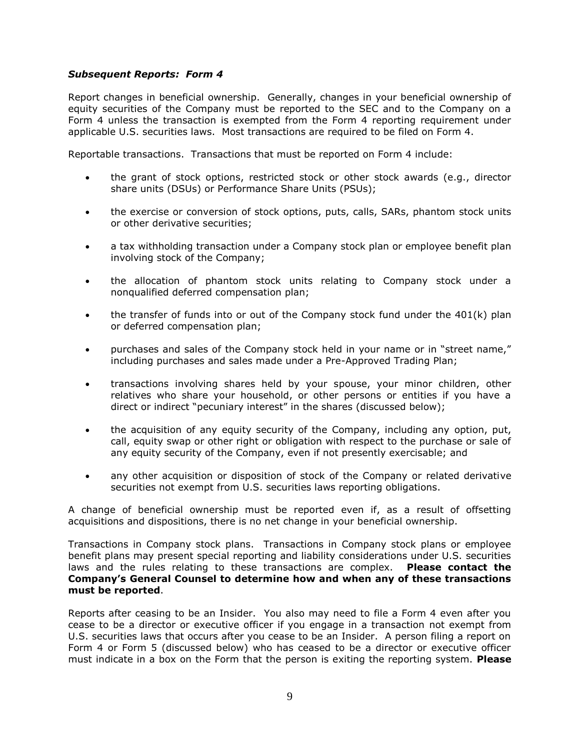### ***Subsequent Reports: Form 4***

Report changes in beneficial ownership. Generally, changes in your beneficial ownership of equity securities of the Company must be reported to the SEC and to the Company on a Form 4 unless the transaction is exempted from the Form 4 reporting requirement under applicable U.S. securities laws. Most transactions are required to be filed on Form 4.

Reportable transactions. Transactions that must be reported on Form 4 include:

- the grant of stock options, restricted stock or other stock awards (e.g., director share units (DSUs) or Performance Share Units (PSUs);
- the exercise or conversion of stock options, puts, calls, SARs, phantom stock units or other derivative securities;
- a tax withholding transaction under a Company stock plan or employee benefit plan involving stock of the Company;
- the allocation of phantom stock units relating to Company stock under a nonqualified deferred compensation plan;
- the transfer of funds into or out of the Company stock fund under the 401(k) plan or deferred compensation plan;
- purchases and sales of the Company stock held in your name or in "street name," including purchases and sales made under a Pre-Approved Trading Plan;
- transactions involving shares held by your spouse, your minor children, other relatives who share your household, or other persons or entities if you have a direct or indirect "pecuniary interest" in the shares (discussed below);
- the acquisition of any equity security of the Company, including any option, put, call, equity swap or other right or obligation with respect to the purchase or sale of any equity security of the Company, even if not presently exercisable; and
- any other acquisition or disposition of stock of the Company or related derivative securities not exempt from U.S. securities laws reporting obligations.

A change of beneficial ownership must be reported even if, as a result of offsetting acquisitions and dispositions, there is no net change in your beneficial ownership.

Transactions in Company stock plans. Transactions in Company stock plans or employee benefit plans may present special reporting and liability considerations under U.S. securities laws and the rules relating to these transactions are complex. **Please contact the Company's General Counsel to determine how and when any of these transactions must be reported**.

Reports after ceasing to be an Insider. You also may need to file a Form 4 even after you cease to be a director or executive officer if you engage in a transaction not exempt from U.S. securities laws that occurs after you cease to be an Insider. A person filing a report on Form 4 or Form 5 (discussed below) who has ceased to be a director or executive officer must indicate in a box on the Form that the person is exiting the reporting system. **Please**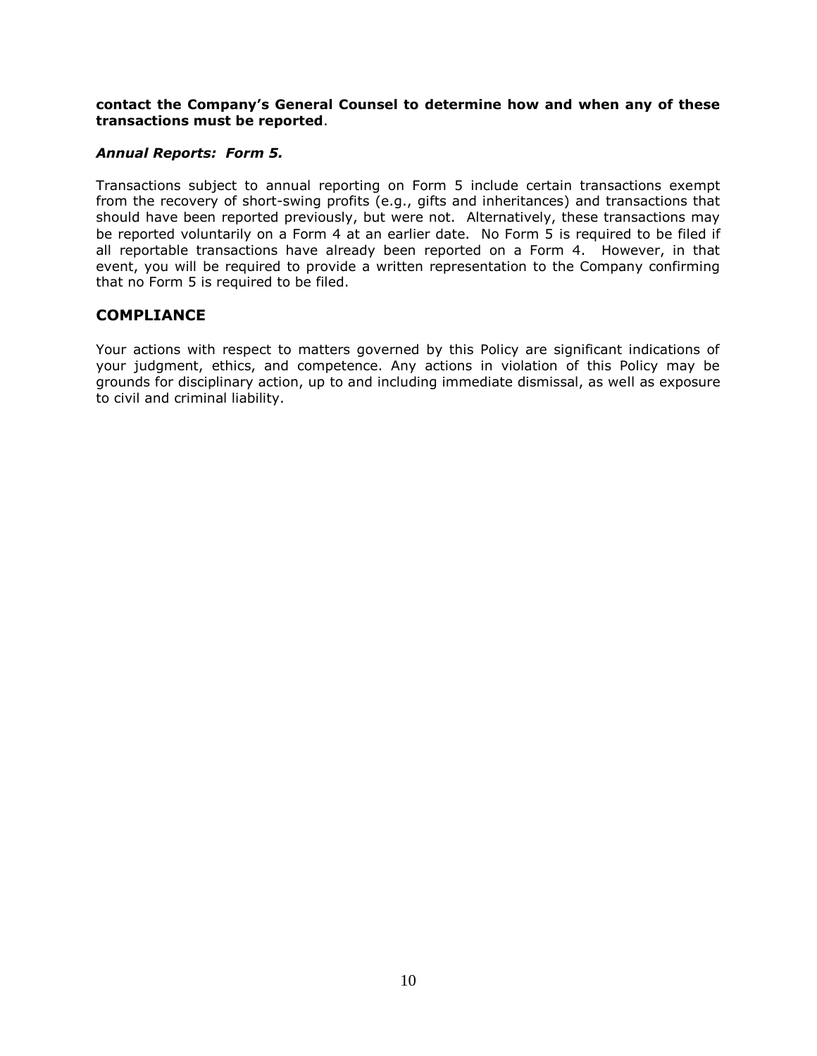**contact the Company's General Counsel to determine how and when any of these transactions must be reported**.

***Annual Reports: Form 5.***

Transactions subject to annual reporting on Form 5 include certain transactions exempt from the recovery of short-swing profits (e.g., gifts and inheritances) and transactions that should have been reported previously, but were not. Alternatively, these transactions may be reported voluntarily on a Form 4 at an earlier date. No Form 5 is required to be filed if all reportable transactions have already been reported on a Form 4. However, in that event, you will be required to provide a written representation to the Company confirming that no Form 5 is required to be filed.

## COMPLIANCE

Your actions with respect to matters governed by this Policy are significant indications of your judgment, ethics, and competence. Any actions in violation of this Policy may be grounds for disciplinary action, up to and including immediate dismissal, as well as exposure to civil and criminal liability.